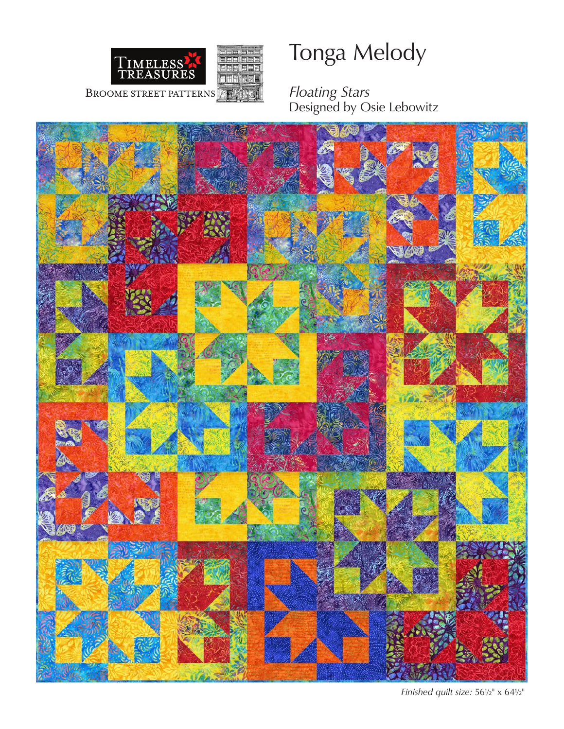TIMELESS TREASURES

BROOME STREET PATTERNS

# Tonga Melody

*Floating Stars*
Designed by Osie Lebowitz

*Finished quilt size:* 56½" x 64½"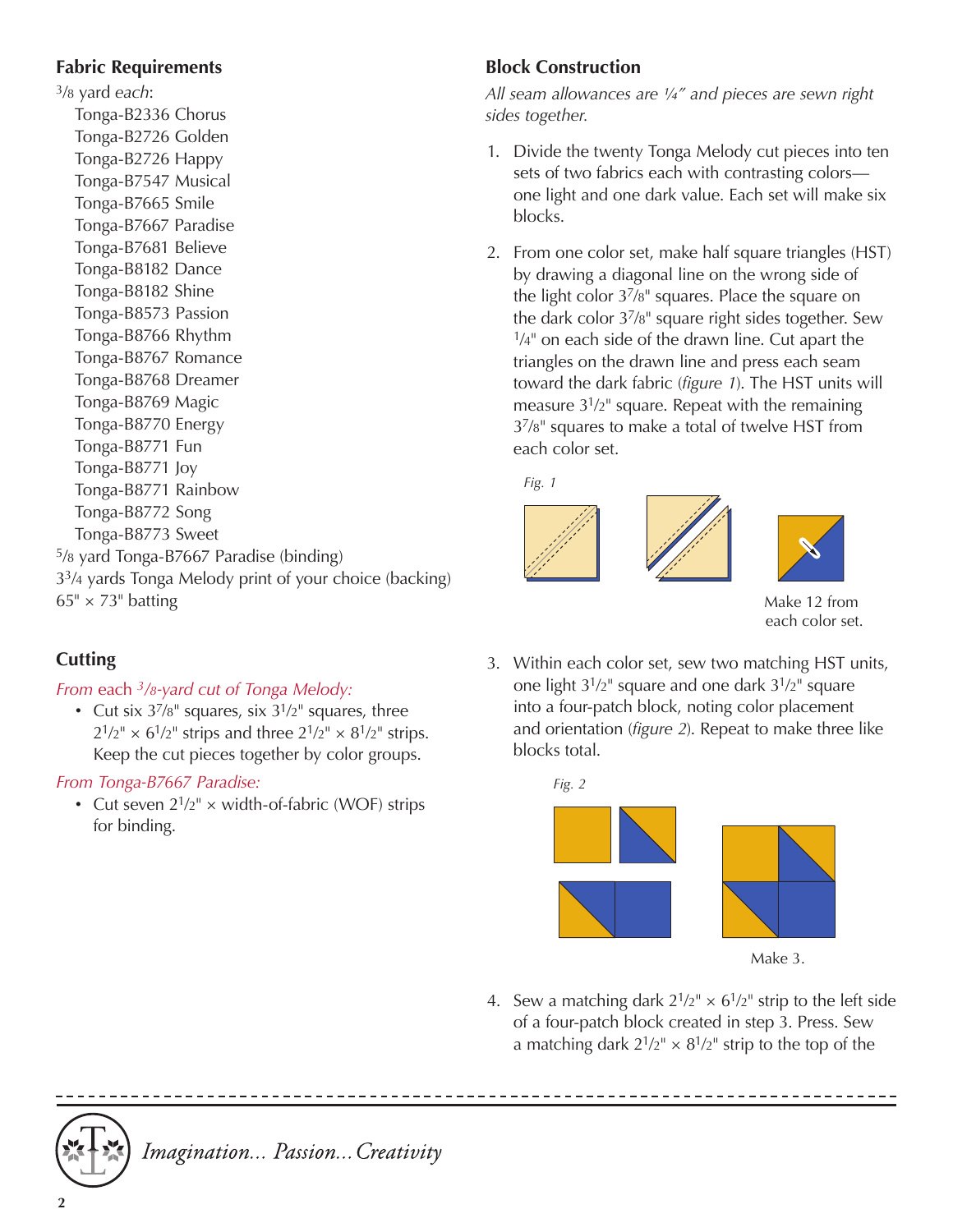## Fabric Requirements

$3/8$ yard *each*:

- Tonga-B2336 Chorus
- Tonga-B2726 Golden
- Tonga-B2726 Happy
- Tonga-B7547 Musical
- Tonga-B7665 Smile
- Tonga-B7667 Paradise
- Tonga-B7681 Believe
- Tonga-B8182 Dance
- Tonga-B8182 Shine
- Tonga-B8573 Passion
- Tonga-B8766 Rhythm
- Tonga-B8767 Romance
- Tonga-B8768 Dreamer
- Tonga-B8769 Magic
- Tonga-B8770 Energy
- Tonga-B8771 Fun
- Tonga-B8771 Joy
- Tonga-B8771 Rainbow
- Tonga-B8772 Song
- Tonga-B8773 Sweet

$5/8$ yard Tonga-B7667 Paradise (binding)

$3\frac{3}{4}$ yards Tonga Melody print of your choice (backing)

65" × 73" batting

## Cutting

*From each $3/8$-yard cut of Tonga Melody:*

- Cut six $3\frac{7}{8}$" squares, six $3\frac{1}{2}$" squares, three $2\frac{1}{2}$" × $6\frac{1}{2}$" strips and three $2\frac{1}{2}$" × $8\frac{1}{2}$" strips. Keep the cut pieces together by color groups.

*From Tonga-B7667 Paradise:*

- Cut seven $2\frac{1}{2}$" × width-of-fabric (WOF) strips for binding.

## Block Construction

*All seam allowances are ¼" and pieces are sewn right sides together.*

1. Divide the twenty Tonga Melody cut pieces into ten sets of two fabrics each with contrasting colors—one light and one dark value. Each set will make six blocks.

2. From one color set, make half square triangles (HST) by drawing a diagonal line on the wrong side of the light color $3\frac{7}{8}$" squares. Place the square on the dark color $3\frac{7}{8}$" square right sides together. Sew $\frac{1}{4}$" on each side of the drawn line. Cut apart the triangles on the drawn line and press each seam toward the dark fabric (*figure 1*). The HST units will measure $3\frac{1}{2}$" square. Repeat with the remaining $3\frac{7}{8}$" squares to make a total of twelve HST from each color set.

*Fig. 1*

Make 12 from each color set.

3. Within each color set, sew two matching HST units, one light $3\frac{1}{2}$" square and one dark $3\frac{1}{2}$" square into a four-patch block, noting color placement and orientation (*figure 2*). Repeat to make three like blocks total.

*Fig. 2*

Make 3.

4. Sew a matching dark $2\frac{1}{2}$" × $6\frac{1}{2}$" strip to the left side of a four-patch block created in step 3. Press. Sew a matching dark $2\frac{1}{2}$" × $8\frac{1}{2}$" strip to the top of the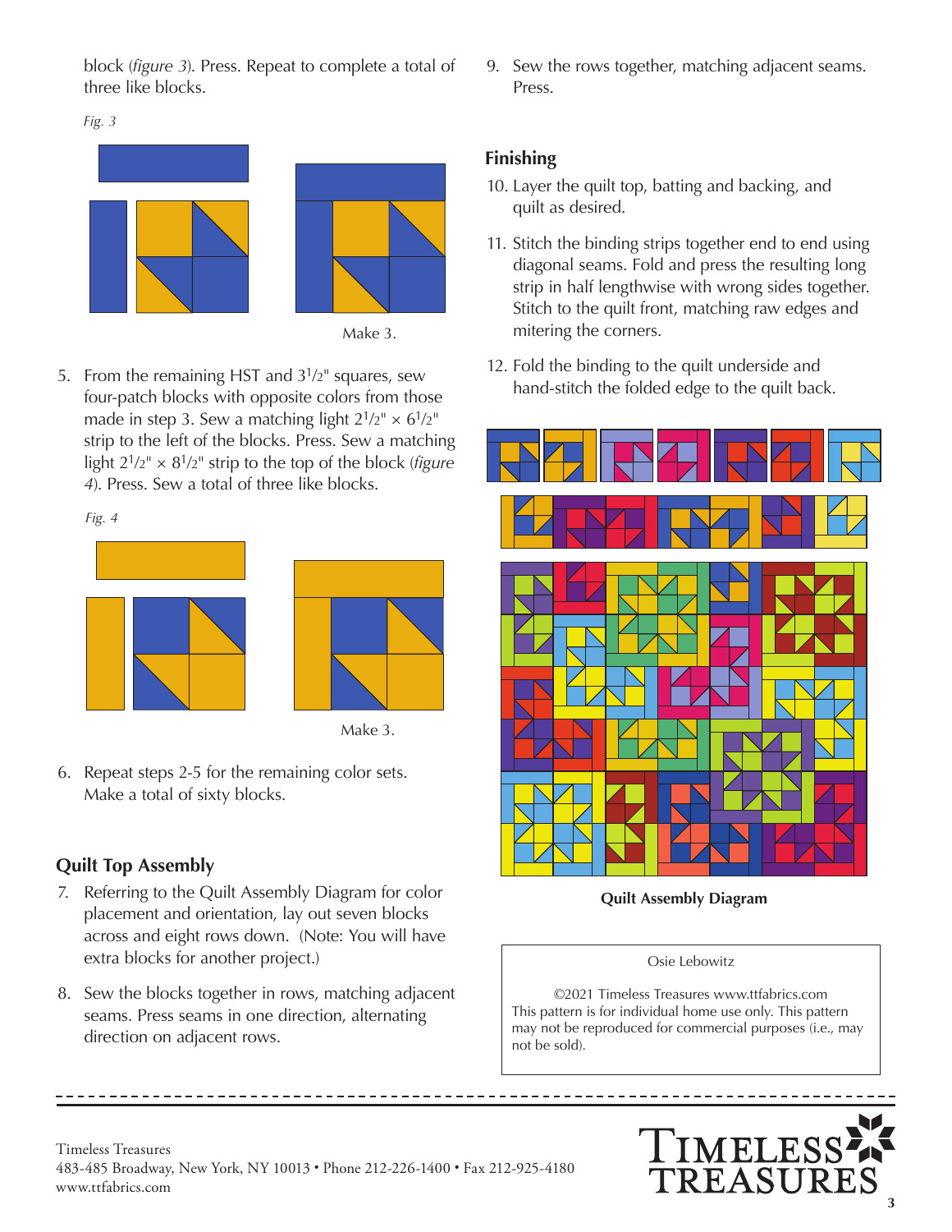block (*figure 3*). Press. Repeat to complete a total of three like blocks.

*Fig. 3*

Make 3.

5. From the remaining HST and 3½" squares, sew four-patch blocks with opposite colors from those made in step 3. Sew a matching light 2½" × 6½" strip to the left of the blocks. Press. Sew a matching light 2½" × 8½" strip to the top of the block (*figure 4*). Press. Sew a total of three like blocks.

*Fig. 4*

Make 3.

6. Repeat steps 2-5 for the remaining color sets. Make a total of sixty blocks.

## Quilt Top Assembly

7. Referring to the Quilt Assembly Diagram for color placement and orientation, lay out seven blocks across and eight rows down. (Note: You will have extra blocks for another project.)

8. Sew the blocks together in rows, matching adjacent seams. Press seams in one direction, alternating direction on adjacent rows.

9. Sew the rows together, matching adjacent seams. Press.

## Finishing

10. Layer the quilt top, batting and backing, and quilt as desired.

11. Stitch the binding strips together end to end using diagonal seams. Fold and press the resulting long strip in half lengthwise with wrong sides together. Stitch to the quilt front, matching raw edges and mitering the corners.

12. Fold the binding to the quilt underside and hand-stitch the folded edge to the quilt back.

**Quilt Assembly Diagram**

Osie Lebowitz

©2021 Timeless Treasures www.ttfabrics.com
This pattern is for individual home use only. This pattern may not be reproduced for commercial purposes (i.e., may not be sold).

Timeless Treasures
483-485 Broadway, New York, NY 10013 • Phone 212-226-1400 • Fax 212-925-4180
www.ttfabrics.com